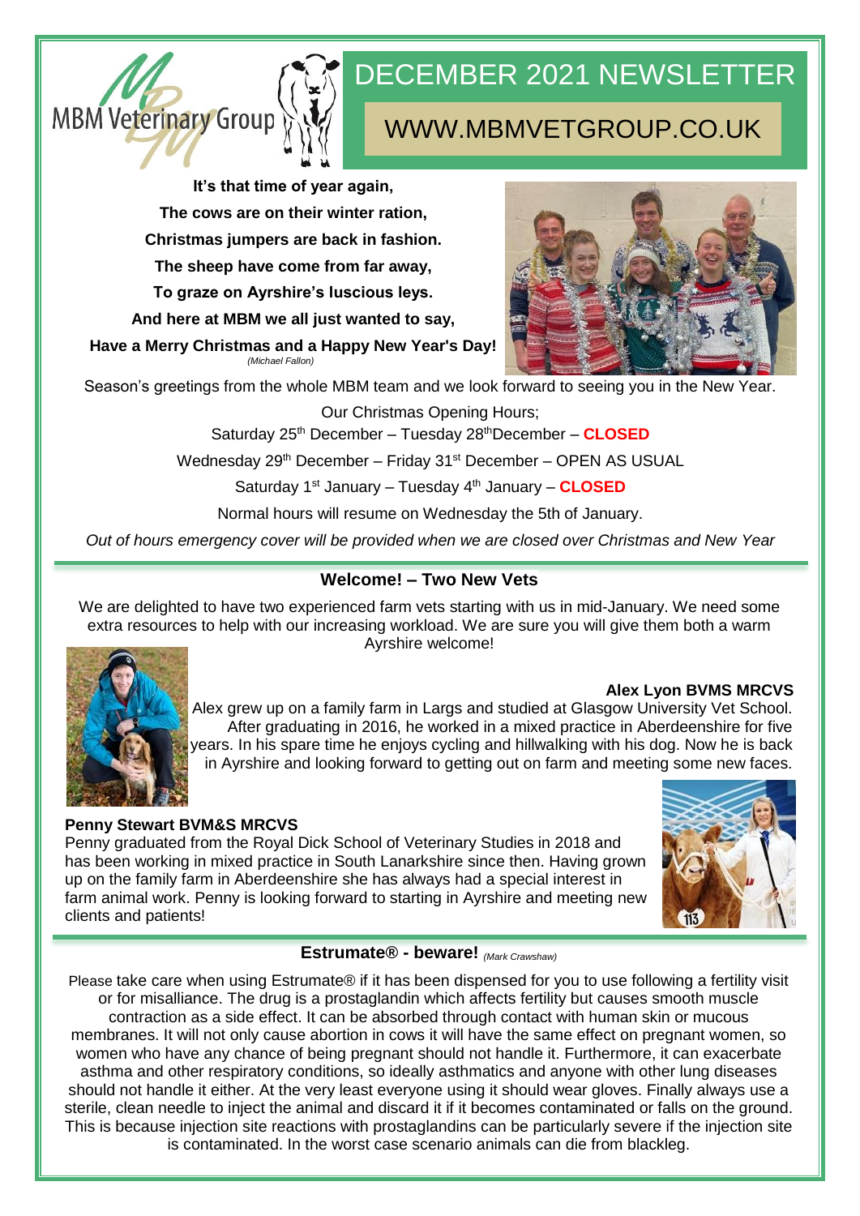# DECEMBER 2021 NEWSLETTER

## WWW.MBMVETGROUP.CO.UK

MBM Veterinary Group

**It's that time of year again,**
**The cows are on their winter ration,**
**Christmas jumpers are back in fashion.**
**The sheep have come from far away,**
**To graze on Ayrshire's luscious leys.**
**And here at MBM we all just wanted to say,**
**Have a Merry Christmas and a Happy New Year's Day!**
*(Michael Fallon)*

Season's greetings from the whole MBM team and we look forward to seeing you in the New Year.

Our Christmas Opening Hours;

Saturday 25th December – Tuesday 28th December – **CLOSED**

Wednesday 29th December – Friday 31st December – OPEN AS USUAL

Saturday 1st January – Tuesday 4th January – **CLOSED**

Normal hours will resume on Wednesday the 5th of January.

*Out of hours emergency cover will be provided when we are closed over Christmas and New Year*

## Welcome! – Two New Vets

We are delighted to have two experienced farm vets starting with us in mid-January. We need some extra resources to help with our increasing workload. We are sure you will give them both a warm Ayrshire welcome!

**Alex Lyon BVMS MRCVS**

Alex grew up on a family farm in Largs and studied at Glasgow University Vet School. After graduating in 2016, he worked in a mixed practice in Aberdeenshire for five years. In his spare time he enjoys cycling and hillwalking with his dog. Now he is back in Ayrshire and looking forward to getting out on farm and meeting some new faces.

**Penny Stewart BVM&S MRCVS**

Penny graduated from the Royal Dick School of Veterinary Studies in 2018 and has been working in mixed practice in South Lanarkshire since then. Having grown up on the family farm in Aberdeenshire she has always had a special interest in farm animal work. Penny is looking forward to starting in Ayrshire and meeting new clients and patients!

## Estrumate® - beware! *(Mark Crawshaw)*

Please take care when using Estrumate® if it has been dispensed for you to use following a fertility visit or for misalliance. The drug is a prostaglandin which affects fertility but causes smooth muscle contraction as a side effect. It can be absorbed through contact with human skin or mucous membranes. It will not only cause abortion in cows it will have the same effect on pregnant women, so women who have any chance of being pregnant should not handle it. Furthermore, it can exacerbate asthma and other respiratory conditions, so ideally asthmatics and anyone with other lung diseases should not handle it either. At the very least everyone using it should wear gloves. Finally always use a sterile, clean needle to inject the animal and discard it if it becomes contaminated or falls on the ground. This is because injection site reactions with prostaglandins can be particularly severe if the injection site is contaminated. In the worst case scenario animals can die from blackleg.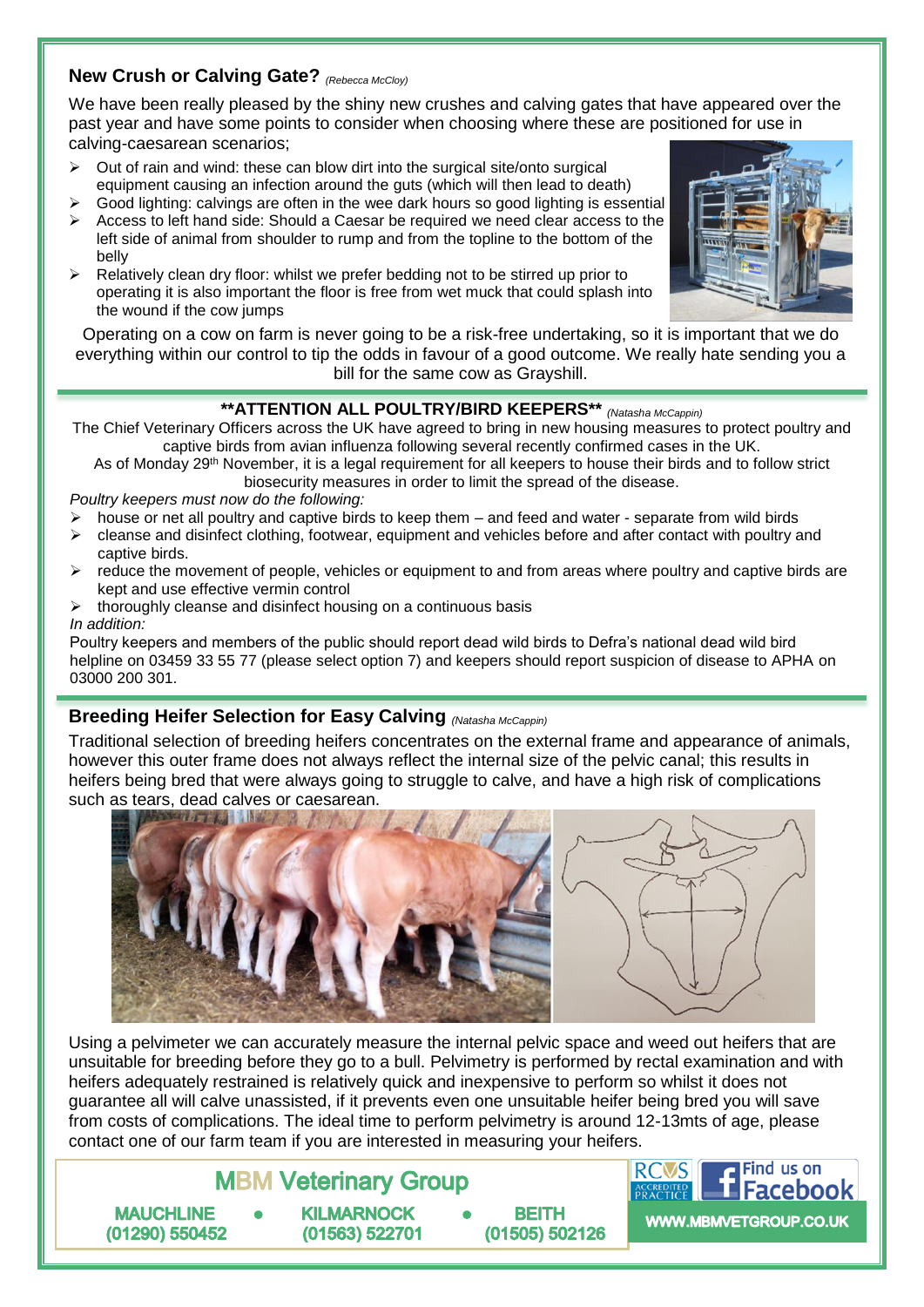## New Crush or Calving Gate? *(Rebecca McCloy)*

We have been really pleased by the shiny new crushes and calving gates that have appeared over the past year and have some points to consider when choosing where these are positioned for use in calving-caesarean scenarios;

- Out of rain and wind: these can blow dirt into the surgical site/onto surgical equipment causing an infection around the guts (which will then lead to death)
- Good lighting: calvings are often in the wee dark hours so good lighting is essential
- Access to left hand side: Should a Caesar be required we need clear access to the left side of animal from shoulder to rump and from the topline to the bottom of the belly
- Relatively clean dry floor: whilst we prefer bedding not to be stirred up prior to operating it is also important the floor is free from wet muck that could splash into the wound if the cow jumps

Operating on a cow on farm is never going to be a risk-free undertaking, so it is important that we do everything within our control to tip the odds in favour of a good outcome. We really hate sending you a bill for the same cow as Grayshill.

## **ATTENTION ALL POULTRY/BIRD KEEPERS** *(Natasha McCappin)*

The Chief Veterinary Officers across the UK have agreed to bring in new housing measures to protect poultry and captive birds from avian influenza following several recently confirmed cases in the UK.

As of Monday 29th November, it is a legal requirement for all keepers to house their birds and to follow strict biosecurity measures in order to limit the spread of the disease.

*Poultry keepers must now do the following:*

- house or net all poultry and captive birds to keep them – and feed and water - separate from wild birds
- cleanse and disinfect clothing, footwear, equipment and vehicles before and after contact with poultry and captive birds.
- reduce the movement of people, vehicles or equipment to and from areas where poultry and captive birds are kept and use effective vermin control
- thoroughly cleanse and disinfect housing on a continuous basis

*In addition:*

Poultry keepers and members of the public should report dead wild birds to Defra's national dead wild bird helpline on 03459 33 55 77 (please select option 7) and keepers should report suspicion of disease to APHA on 03000 200 301.

## Breeding Heifer Selection for Easy Calving *(Natasha McCappin)*

Traditional selection of breeding heifers concentrates on the external frame and appearance of animals, however this outer frame does not always reflect the internal size of the pelvic canal; this results in heifers being bred that were always going to struggle to calve, and have a high risk of complications such as tears, dead calves or caesarean.

Using a pelvimeter we can accurately measure the internal pelvic space and weed out heifers that are unsuitable for breeding before they go to a bull. Pelvimetry is performed by rectal examination and with heifers adequately restrained is relatively quick and inexpensive to perform so whilst it does not guarantee all will calve unassisted, if it prevents even one unsuitable heifer being bred you will save from costs of complications. The ideal time to perform pelvimetry is around 12-13mts of age, please contact one of our farm team if you are interested in measuring your heifers.

**MBM Veterinary Group**

**MAUCHLINE (01290) 550452** ● **KILMARNOCK (01563) 522701** ● **BEITH (01505) 502126**

RCVS Accredited Practice — Find us on Facebook

**WWW.MBMVETGROUP.CO.UK**